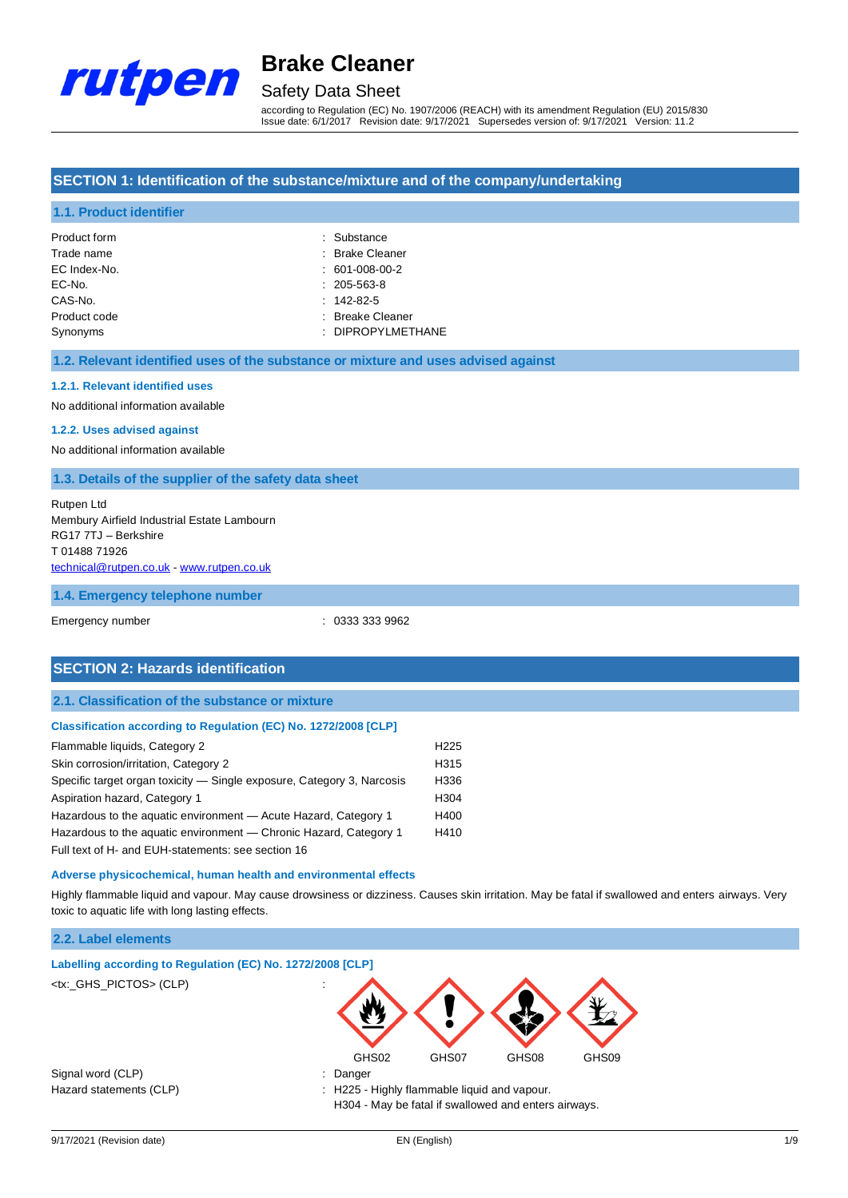# Brake Cleaner

## Safety Data Sheet

according to Regulation (EC) No. 1907/2006 (REACH) with its amendment Regulation (EU) 2015/830
Issue date: 6/1/2017 Revision date: 9/17/2021 Supersedes version of: 9/17/2021 Version: 11.2

## SECTION 1: Identification of the substance/mixture and of the company/undertaking

### 1.1. Product identifier

| | |
|---|---|
| Product form | : Substance |
| Trade name | : Brake Cleaner |
| EC Index-No. | : 601-008-00-2 |
| EC-No. | : 205-563-8 |
| CAS-No. | : 142-82-5 |
| Product code | : Breake Cleaner |
| Synonyms | : DIPROPYLMETHANE |

### 1.2. Relevant identified uses of the substance or mixture and uses advised against

#### 1.2.1. Relevant identified uses

No additional information available

#### 1.2.2. Uses advised against

No additional information available

### 1.3. Details of the supplier of the safety data sheet

Rutpen Ltd
Membury Airfield Industrial Estate Lambourn
RG17 7TJ – Berkshire
T 01488 71926
technical@rutpen.co.uk - www.rutpen.co.uk

### 1.4. Emergency telephone number

Emergency number : 0333 333 9962

## SECTION 2: Hazards identification

### 2.1. Classification of the substance or mixture

**Classification according to Regulation (EC) No. 1272/2008 [CLP]**

| | |
|---|---|
| Flammable liquids, Category 2 | H225 |
| Skin corrosion/irritation, Category 2 | H315 |
| Specific target organ toxicity — Single exposure, Category 3, Narcosis | H336 |
| Aspiration hazard, Category 1 | H304 |
| Hazardous to the aquatic environment — Acute Hazard, Category 1 | H400 |
| Hazardous to the aquatic environment — Chronic Hazard, Category 1 | H410 |

Full text of H- and EUH-statements: see section 16

**Adverse physicochemical, human health and environmental effects**

Highly flammable liquid and vapour. May cause drowsiness or dizziness. Causes skin irritation. May be fatal if swallowed and enters airways. Very toxic to aquatic life with long lasting effects.

### 2.2. Label elements

**Labelling according to Regulation (EC) No. 1272/2008 [CLP]**

<tx:_GHS_PICTOS> (CLP) :

GHS02 GHS07 GHS08 GHS09

Signal word (CLP) : Danger

Hazard statements (CLP) : H225 - Highly flammable liquid and vapour.
H304 - May be fatal if swallowed and enters airways.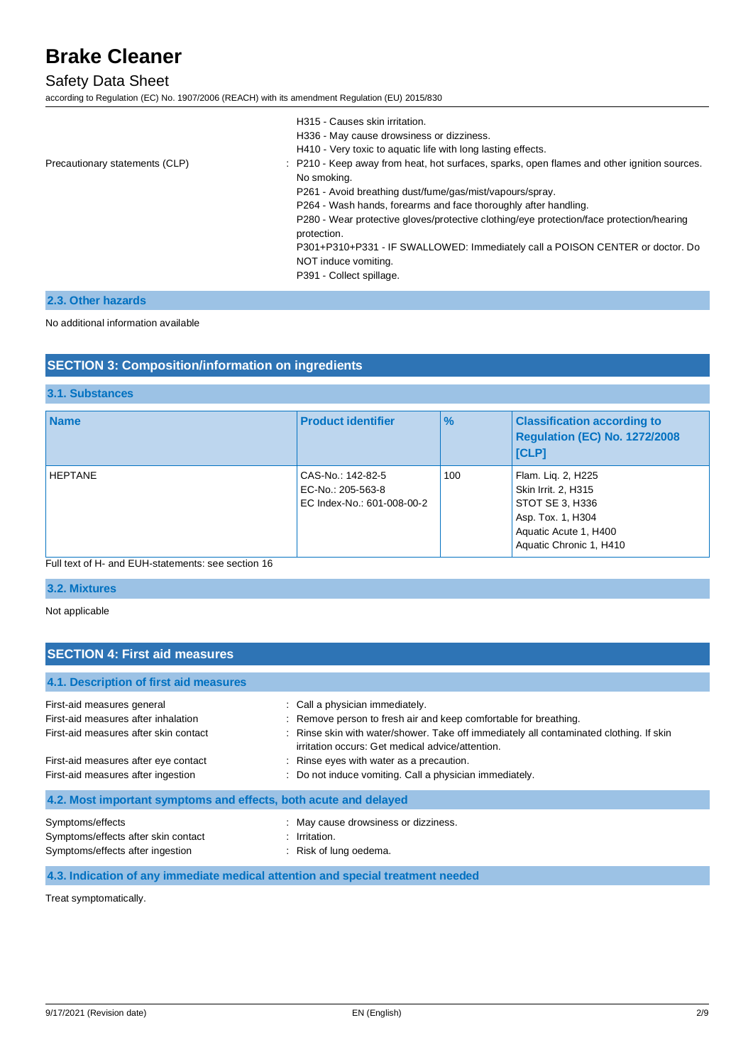| | |
|---|---|
| | H315 - Causes skin irritation.<br>H336 - May cause drowsiness or dizziness.<br>H410 - Very toxic to aquatic life with long lasting effects. |
| Precautionary statements (CLP) | : P210 - Keep away from heat, hot surfaces, sparks, open flames and other ignition sources. No smoking.<br>P261 - Avoid breathing dust/fume/gas/mist/vapours/spray.<br>P264 - Wash hands, forearms and face thoroughly after handling.<br>P280 - Wear protective gloves/protective clothing/eye protection/face protection/hearing protection.<br>P301+P310+P331 - IF SWALLOWED: Immediately call a POISON CENTER or doctor. Do NOT induce vomiting.<br>P391 - Collect spillage. |

### 2.3. Other hazards

No additional information available

## SECTION 3: Composition/information on ingredients

### 3.1. Substances

| Name | Product identifier | % | Classification according to Regulation (EC) No. 1272/2008 [CLP] |
|---|---|---|---|
| HEPTANE | CAS-No.: 142-82-5<br>EC-No.: 205-563-8<br>EC Index-No.: 601-008-00-2 | 100 | Flam. Liq. 2, H225<br>Skin Irrit. 2, H315<br>STOT SE 3, H336<br>Asp. Tox. 1, H304<br>Aquatic Acute 1, H400<br>Aquatic Chronic 1, H410 |

Full text of H- and EUH-statements: see section 16

### 3.2. Mixtures

Not applicable

## SECTION 4: First aid measures

### 4.1. Description of first aid measures

| | |
|---|---|
| First-aid measures general | : Call a physician immediately. |
| First-aid measures after inhalation | : Remove person to fresh air and keep comfortable for breathing. |
| First-aid measures after skin contact | : Rinse skin with water/shower. Take off immediately all contaminated clothing. If skin irritation occurs: Get medical advice/attention. |
| First-aid measures after eye contact | : Rinse eyes with water as a precaution. |
| First-aid measures after ingestion | : Do not induce vomiting. Call a physician immediately. |

### 4.2. Most important symptoms and effects, both acute and delayed

| | |
|---|---|
| Symptoms/effects | : May cause drowsiness or dizziness. |
| Symptoms/effects after skin contact | : Irritation. |
| Symptoms/effects after ingestion | : Risk of lung oedema. |

### 4.3. Indication of any immediate medical attention and special treatment needed

Treat symptomatically.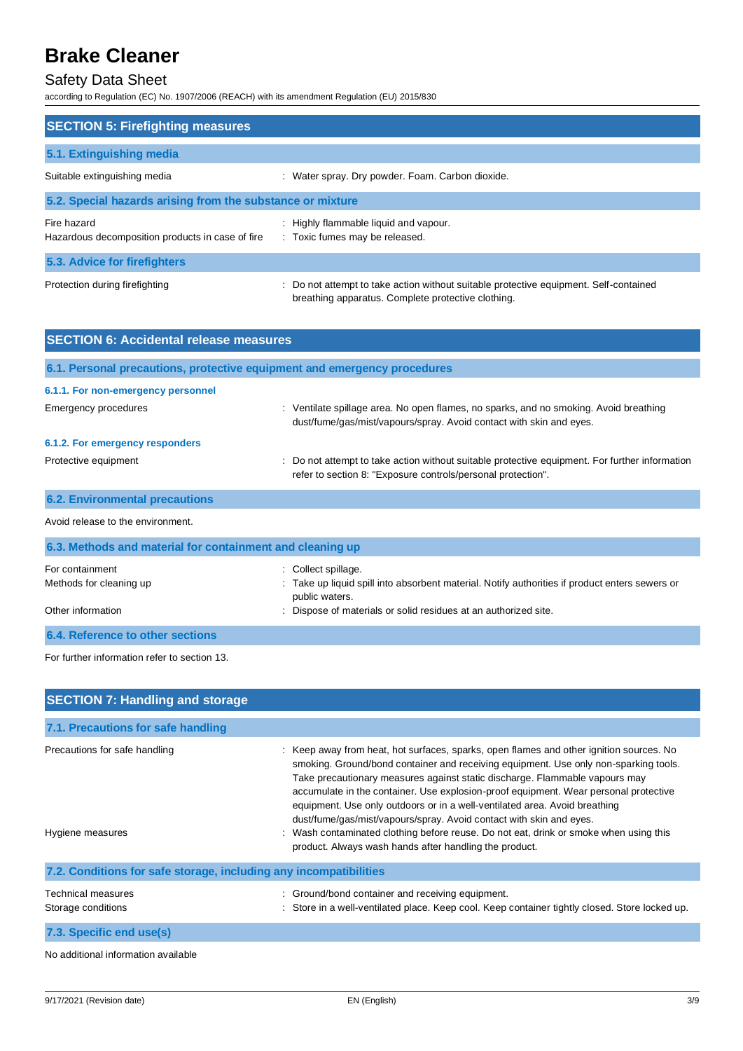## SECTION 5: Firefighting measures

### 5.1. Extinguishing media

| | |
|---|---|
| Suitable extinguishing media | : Water spray. Dry powder. Foam. Carbon dioxide. |

### 5.2. Special hazards arising from the substance or mixture

| | |
|---|---|
| Fire hazard | : Highly flammable liquid and vapour. |
| Hazardous decomposition products in case of fire | : Toxic fumes may be released. |

### 5.3. Advice for firefighters

| | |
|---|---|
| Protection during firefighting | : Do not attempt to take action without suitable protective equipment. Self-contained breathing apparatus. Complete protective clothing. |

## SECTION 6: Accidental release measures

### 6.1. Personal precautions, protective equipment and emergency procedures

#### 6.1.1. For non-emergency personnel

| | |
|---|---|
| Emergency procedures | : Ventilate spillage area. No open flames, no sparks, and no smoking. Avoid breathing dust/fume/gas/mist/vapours/spray. Avoid contact with skin and eyes. |

#### 6.1.2. For emergency responders

| | |
|---|---|
| Protective equipment | : Do not attempt to take action without suitable protective equipment. For further information refer to section 8: "Exposure controls/personal protection". |

### 6.2. Environmental precautions

Avoid release to the environment.

### 6.3. Methods and material for containment and cleaning up

| | |
|---|---|
| For containment | : Collect spillage. |
| Methods for cleaning up | : Take up liquid spill into absorbent material. Notify authorities if product enters sewers or public waters. |
| Other information | : Dispose of materials or solid residues at an authorized site. |

### 6.4. Reference to other sections

For further information refer to section 13.

## SECTION 7: Handling and storage

### 7.1. Precautions for safe handling

| | |
|---|---|
| Precautions for safe handling | : Keep away from heat, hot surfaces, sparks, open flames and other ignition sources. No smoking. Ground/bond container and receiving equipment. Use only non-sparking tools. Take precautionary measures against static discharge. Flammable vapours may accumulate in the container. Use explosion-proof equipment. Wear personal protective equipment. Use only outdoors or in a well-ventilated area. Avoid breathing dust/fume/gas/mist/vapours/spray. Avoid contact with skin and eyes. |
| Hygiene measures | : Wash contaminated clothing before reuse. Do not eat, drink or smoke when using this product. Always wash hands after handling the product. |

### 7.2. Conditions for safe storage, including any incompatibilities

| | |
|---|---|
| Technical measures | : Ground/bond container and receiving equipment. |
| Storage conditions | : Store in a well-ventilated place. Keep cool. Keep container tightly closed. Store locked up. |

### 7.3. Specific end use(s)

No additional information available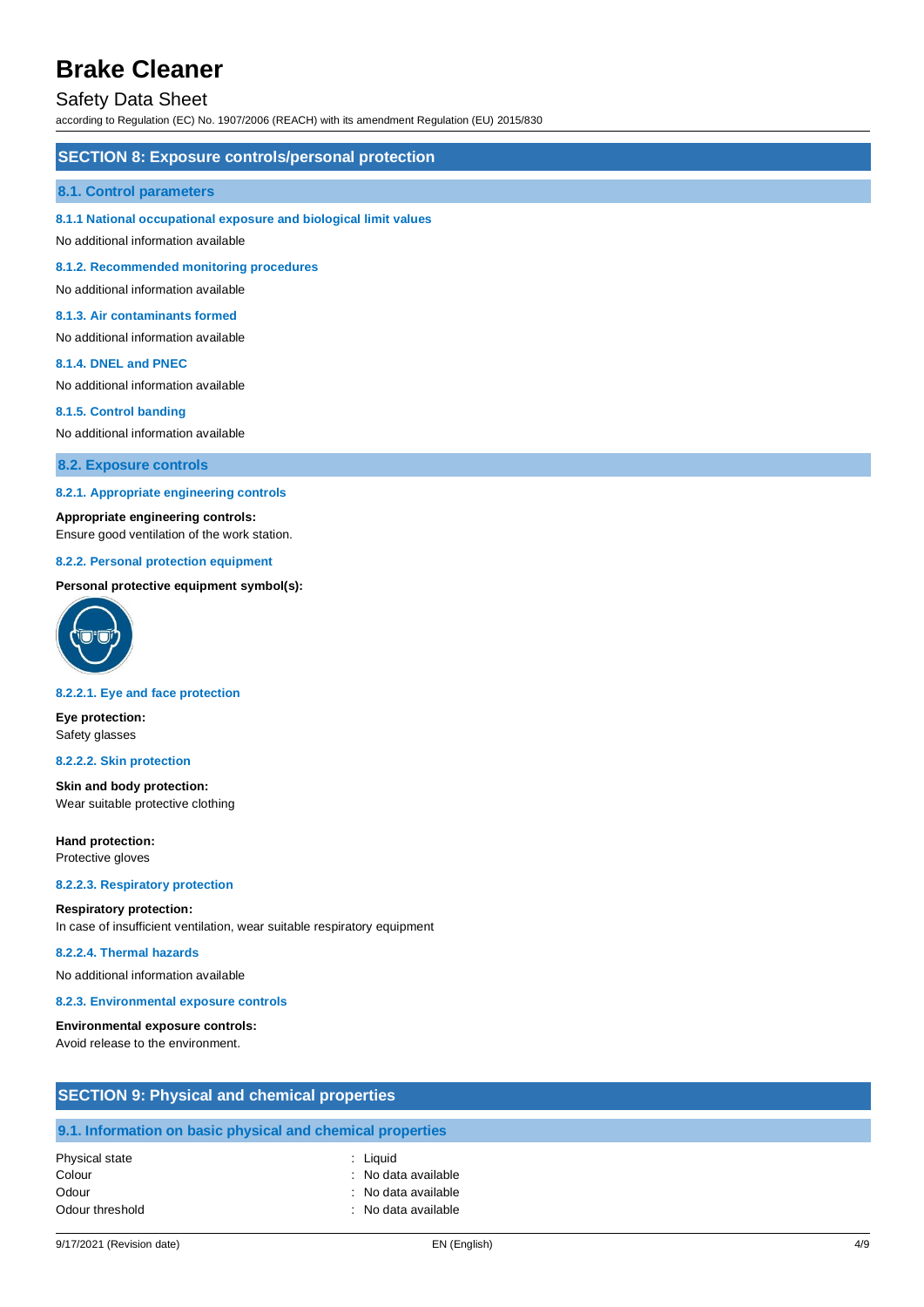## SECTION 8: Exposure controls/personal protection

### 8.1. Control parameters

#### 8.1.1 National occupational exposure and biological limit values

No additional information available

#### 8.1.2. Recommended monitoring procedures

No additional information available

#### 8.1.3. Air contaminants formed

No additional information available

#### 8.1.4. DNEL and PNEC

No additional information available

#### 8.1.5. Control banding

No additional information available

### 8.2. Exposure controls

#### 8.2.1. Appropriate engineering controls

**Appropriate engineering controls:**
Ensure good ventilation of the work station.

#### 8.2.2. Personal protection equipment

**Personal protective equipment symbol(s):**

#### 8.2.2.1. Eye and face protection

**Eye protection:**
Safety glasses

#### 8.2.2.2. Skin protection

**Skin and body protection:**
Wear suitable protective clothing

**Hand protection:**
Protective gloves

#### 8.2.2.3. Respiratory protection

**Respiratory protection:**
In case of insufficient ventilation, wear suitable respiratory equipment

#### 8.2.2.4. Thermal hazards

No additional information available

#### 8.2.3. Environmental exposure controls

**Environmental exposure controls:**
Avoid release to the environment.

## SECTION 9: Physical and chemical properties

### 9.1. Information on basic physical and chemical properties

| | |
|---|---|
| Physical state | : Liquid |
| Colour | : No data available |
| Odour | : No data available |
| Odour threshold | : No data available |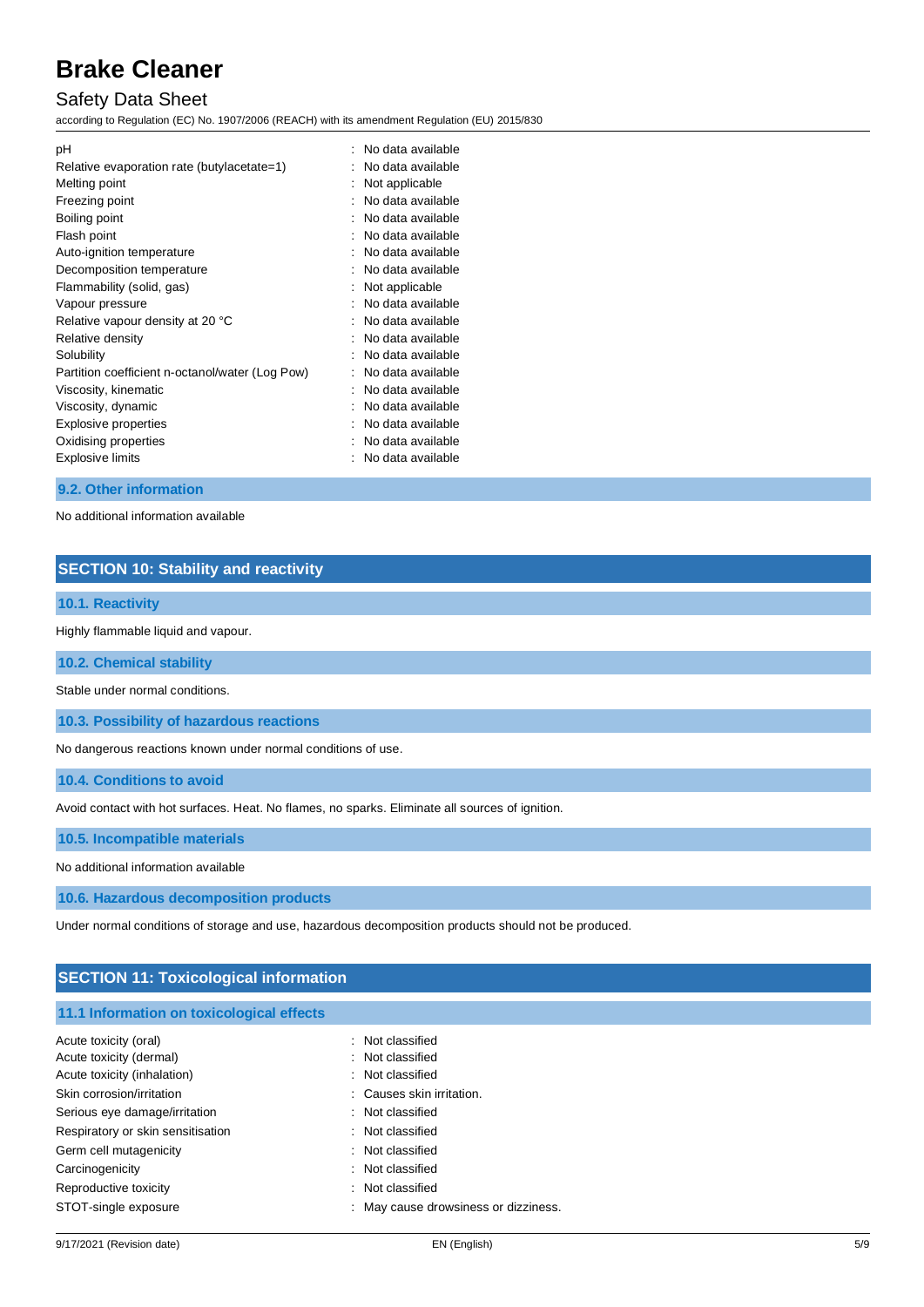| | |
|---|---|
| pH | : No data available |
| Relative evaporation rate (butylacetate=1) | : No data available |
| Melting point | : Not applicable |
| Freezing point | : No data available |
| Boiling point | : No data available |
| Flash point | : No data available |
| Auto-ignition temperature | : No data available |
| Decomposition temperature | : No data available |
| Flammability (solid, gas) | : Not applicable |
| Vapour pressure | : No data available |
| Relative vapour density at 20 °C | : No data available |
| Relative density | : No data available |
| Solubility | : No data available |
| Partition coefficient n-octanol/water (Log Pow) | : No data available |
| Viscosity, kinematic | : No data available |
| Viscosity, dynamic | : No data available |
| Explosive properties | : No data available |
| Oxidising properties | : No data available |
| Explosive limits | : No data available |

### 9.2. Other information

No additional information available

## SECTION 10: Stability and reactivity

### 10.1. Reactivity

Highly flammable liquid and vapour.

### 10.2. Chemical stability

Stable under normal conditions.

### 10.3. Possibility of hazardous reactions

No dangerous reactions known under normal conditions of use.

### 10.4. Conditions to avoid

Avoid contact with hot surfaces. Heat. No flames, no sparks. Eliminate all sources of ignition.

### 10.5. Incompatible materials

No additional information available

### 10.6. Hazardous decomposition products

Under normal conditions of storage and use, hazardous decomposition products should not be produced.

## SECTION 11: Toxicological information

### 11.1 Information on toxicological effects

| | |
|---|---|
| Acute toxicity (oral) | : Not classified |
| Acute toxicity (dermal) | : Not classified |
| Acute toxicity (inhalation) | : Not classified |
| Skin corrosion/irritation | : Causes skin irritation. |
| Serious eye damage/irritation | : Not classified |
| Respiratory or skin sensitisation | : Not classified |
| Germ cell mutagenicity | : Not classified |
| Carcinogenicity | : Not classified |
| Reproductive toxicity | : Not classified |
| STOT-single exposure | : May cause drowsiness or dizziness. |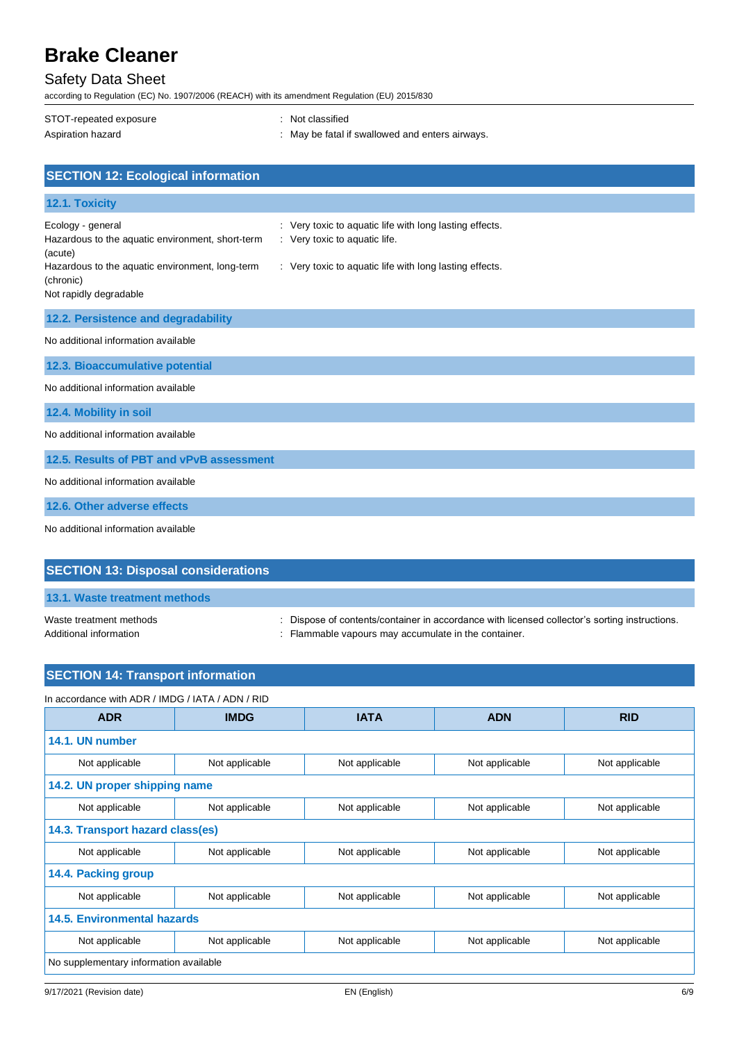STOT-repeated exposure : Not classified

Aspiration hazard : May be fatal if swallowed and enters airways.

## SECTION 12: Ecological information

### 12.1. Toxicity

Ecology - general : Very toxic to aquatic life with long lasting effects.

Hazardous to the aquatic environment, short-term (acute) : Very toxic to aquatic life.

Hazardous to the aquatic environment, long-term (chronic) : Very toxic to aquatic life with long lasting effects.

Not rapidly degradable

### 12.2. Persistence and degradability

No additional information available

### 12.3. Bioaccumulative potential

No additional information available

### 12.4. Mobility in soil

No additional information available

### 12.5. Results of PBT and vPvB assessment

No additional information available

### 12.6. Other adverse effects

No additional information available

## SECTION 13: Disposal considerations

### 13.1. Waste treatment methods

Waste treatment methods : Dispose of contents/container in accordance with licensed collector's sorting instructions.

Additional information : Flammable vapours may accumulate in the container.

## SECTION 14: Transport information

In accordance with ADR / IMDG / IATA / ADN / RID

| ADR | IMDG | IATA | ADN | RID |
|---|---|---|---|---|
| **14.1. UN number** | | | | |
| Not applicable | Not applicable | Not applicable | Not applicable | Not applicable |
| **14.2. UN proper shipping name** | | | | |
| Not applicable | Not applicable | Not applicable | Not applicable | Not applicable |
| **14.3. Transport hazard class(es)** | | | | |
| Not applicable | Not applicable | Not applicable | Not applicable | Not applicable |
| **14.4. Packing group** | | | | |
| Not applicable | Not applicable | Not applicable | Not applicable | Not applicable |
| **14.5. Environmental hazards** | | | | |
| Not applicable | Not applicable | Not applicable | Not applicable | Not applicable |
| No supplementary information available | | | | |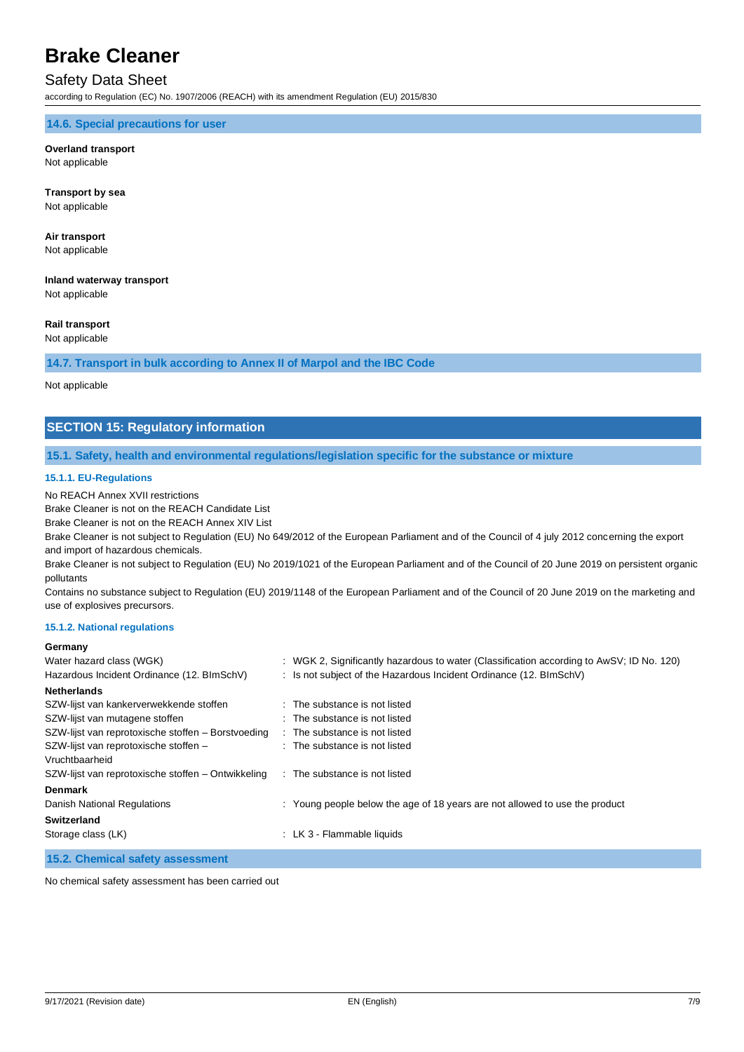### 14.6. Special precautions for user

**Overland transport**
Not applicable

**Transport by sea**
Not applicable

**Air transport**
Not applicable

**Inland waterway transport**
Not applicable

**Rail transport**
Not applicable

### 14.7. Transport in bulk according to Annex II of Marpol and the IBC Code

Not applicable

## SECTION 15: Regulatory information

### 15.1. Safety, health and environmental regulations/legislation specific for the substance or mixture

#### 15.1.1. EU-Regulations

No REACH Annex XVII restrictions
Brake Cleaner is not on the REACH Candidate List
Brake Cleaner is not on the REACH Annex XIV List
Brake Cleaner is not subject to Regulation (EU) No 649/2012 of the European Parliament and of the Council of 4 july 2012 concerning the export and import of hazardous chemicals.
Brake Cleaner is not subject to Regulation (EU) No 2019/1021 of the European Parliament and of the Council of 20 June 2019 on persistent organic pollutants
Contains no substance subject to Regulation (EU) 2019/1148 of the European Parliament and of the Council of 20 June 2019 on the marketing and use of explosives precursors.

#### 15.1.2. National regulations

**Germany**

| | |
|---|---|
| Water hazard class (WGK) | : WGK 2, Significantly hazardous to water (Classification according to AwSV; ID No. 120) |
| Hazardous Incident Ordinance (12. BImSchV) | : Is not subject of the Hazardous Incident Ordinance (12. BImSchV) |

**Netherlands**

| | |
|---|---|
| SZW-lijst van kankerverwekkende stoffen | : The substance is not listed |
| SZW-lijst van mutagene stoffen | : The substance is not listed |
| SZW-lijst van reprotoxische stoffen – Borstvoeding | : The substance is not listed |
| SZW-lijst van reprotoxische stoffen – Vruchtbaarheid | : The substance is not listed |
| SZW-lijst van reprotoxische stoffen – Ontwikkeling | : The substance is not listed |

**Denmark**

| | |
|---|---|
| Danish National Regulations | : Young people below the age of 18 years are not allowed to use the product |

**Switzerland**

| | |
|---|---|
| Storage class (LK) | : LK 3 - Flammable liquids |

### 15.2. Chemical safety assessment

No chemical safety assessment has been carried out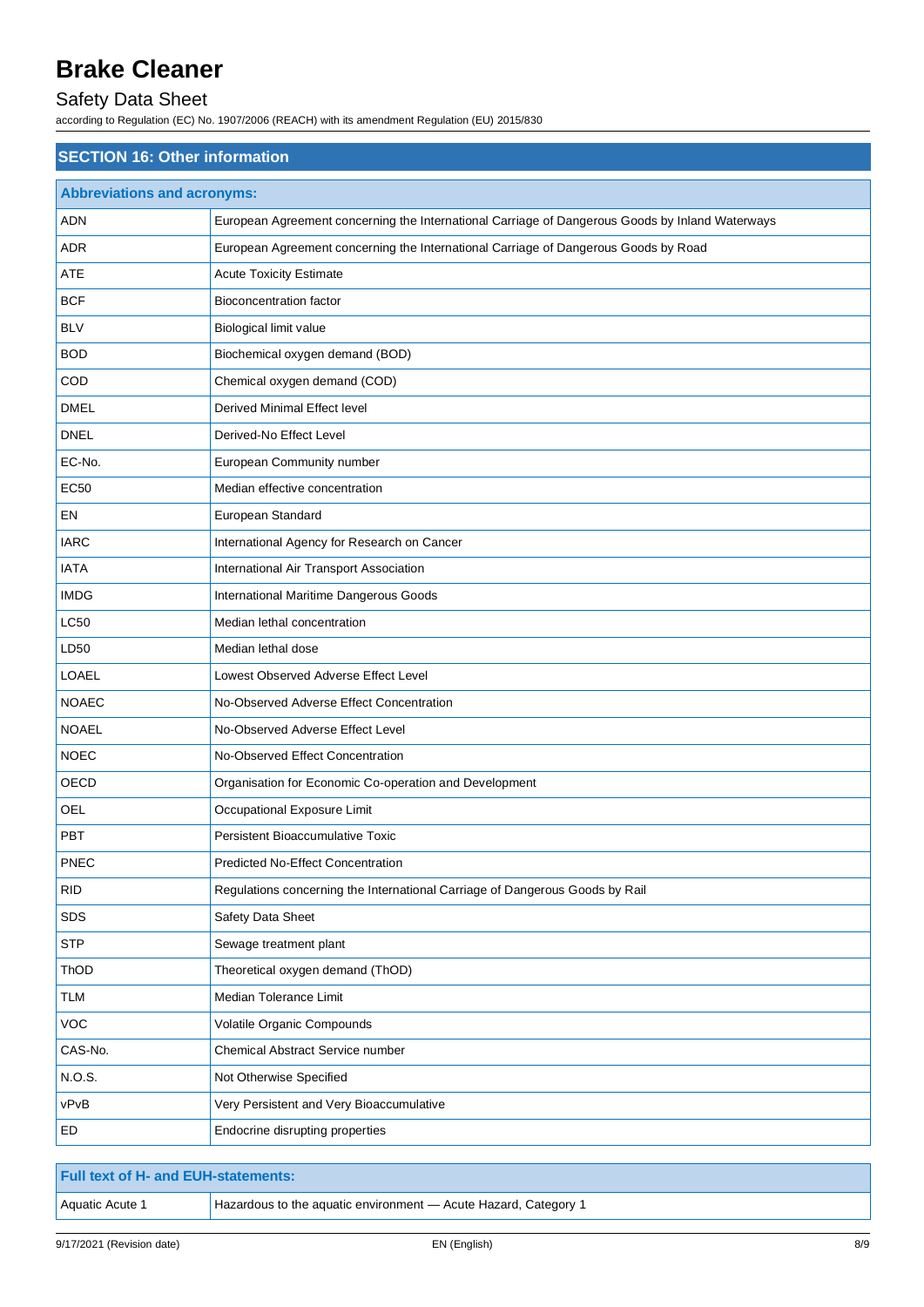# Brake Cleaner

## Safety Data Sheet

according to Regulation (EC) No. 1907/2006 (REACH) with its amendment Regulation (EU) 2015/830

## SECTION 16: Other information

| Abbreviations and acronyms: | |
|---|---|
| ADN | European Agreement concerning the International Carriage of Dangerous Goods by Inland Waterways |
| ADR | European Agreement concerning the International Carriage of Dangerous Goods by Road |
| ATE | Acute Toxicity Estimate |
| BCF | Bioconcentration factor |
| BLV | Biological limit value |
| BOD | Biochemical oxygen demand (BOD) |
| COD | Chemical oxygen demand (COD) |
| DMEL | Derived Minimal Effect level |
| DNEL | Derived-No Effect Level |
| EC-No. | European Community number |
| EC50 | Median effective concentration |
| EN | European Standard |
| IARC | International Agency for Research on Cancer |
| IATA | International Air Transport Association |
| IMDG | International Maritime Dangerous Goods |
| LC50 | Median lethal concentration |
| LD50 | Median lethal dose |
| LOAEL | Lowest Observed Adverse Effect Level |
| NOAEC | No-Observed Adverse Effect Concentration |
| NOAEL | No-Observed Adverse Effect Level |
| NOEC | No-Observed Effect Concentration |
| OECD | Organisation for Economic Co-operation and Development |
| OEL | Occupational Exposure Limit |
| PBT | Persistent Bioaccumulative Toxic |
| PNEC | Predicted No-Effect Concentration |
| RID | Regulations concerning the International Carriage of Dangerous Goods by Rail |
| SDS | Safety Data Sheet |
| STP | Sewage treatment plant |
| ThOD | Theoretical oxygen demand (ThOD) |
| TLM | Median Tolerance Limit |
| VOC | Volatile Organic Compounds |
| CAS-No. | Chemical Abstract Service number |
| N.O.S. | Not Otherwise Specified |
| vPvB | Very Persistent and Very Bioaccumulative |
| ED | Endocrine disrupting properties |

| Full text of H- and EUH-statements: | |
|---|---|
| Aquatic Acute 1 | Hazardous to the aquatic environment — Acute Hazard, Category 1 |

9/17/2021 (Revision date) EN (English)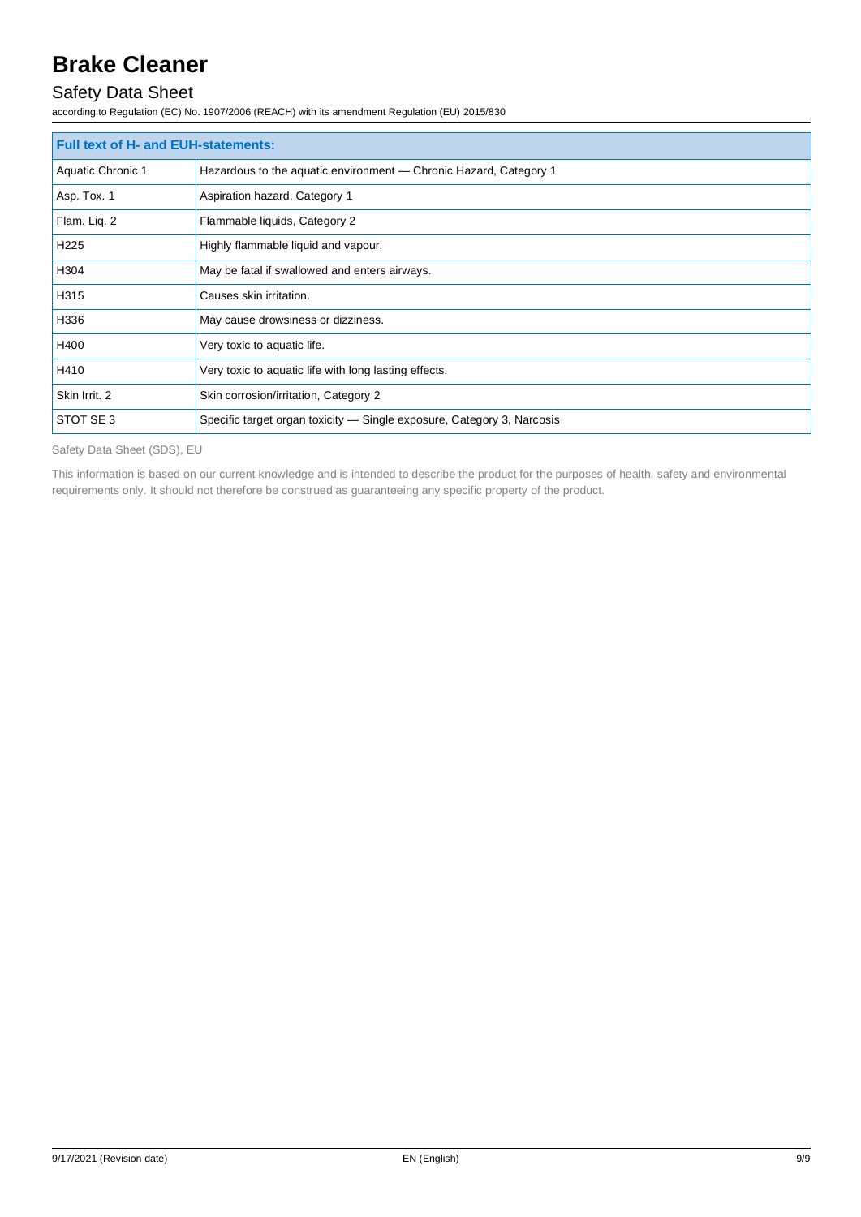# Brake Cleaner

## Safety Data Sheet

according to Regulation (EC) No. 1907/2006 (REACH) with its amendment Regulation (EU) 2015/830

| Full text of H- and EUH-statements: | |
|---|---|
| Aquatic Chronic 1 | Hazardous to the aquatic environment — Chronic Hazard, Category 1 |
| Asp. Tox. 1 | Aspiration hazard, Category 1 |
| Flam. Liq. 2 | Flammable liquids, Category 2 |
| H225 | Highly flammable liquid and vapour. |
| H304 | May be fatal if swallowed and enters airways. |
| H315 | Causes skin irritation. |
| H336 | May cause drowsiness or dizziness. |
| H400 | Very toxic to aquatic life. |
| H410 | Very toxic to aquatic life with long lasting effects. |
| Skin Irrit. 2 | Skin corrosion/irritation, Category 2 |
| STOT SE 3 | Specific target organ toxicity — Single exposure, Category 3, Narcosis |

Safety Data Sheet (SDS), EU

This information is based on our current knowledge and is intended to describe the product for the purposes of health, safety and environmental requirements only. It should not therefore be construed as guaranteeing any specific property of the product.